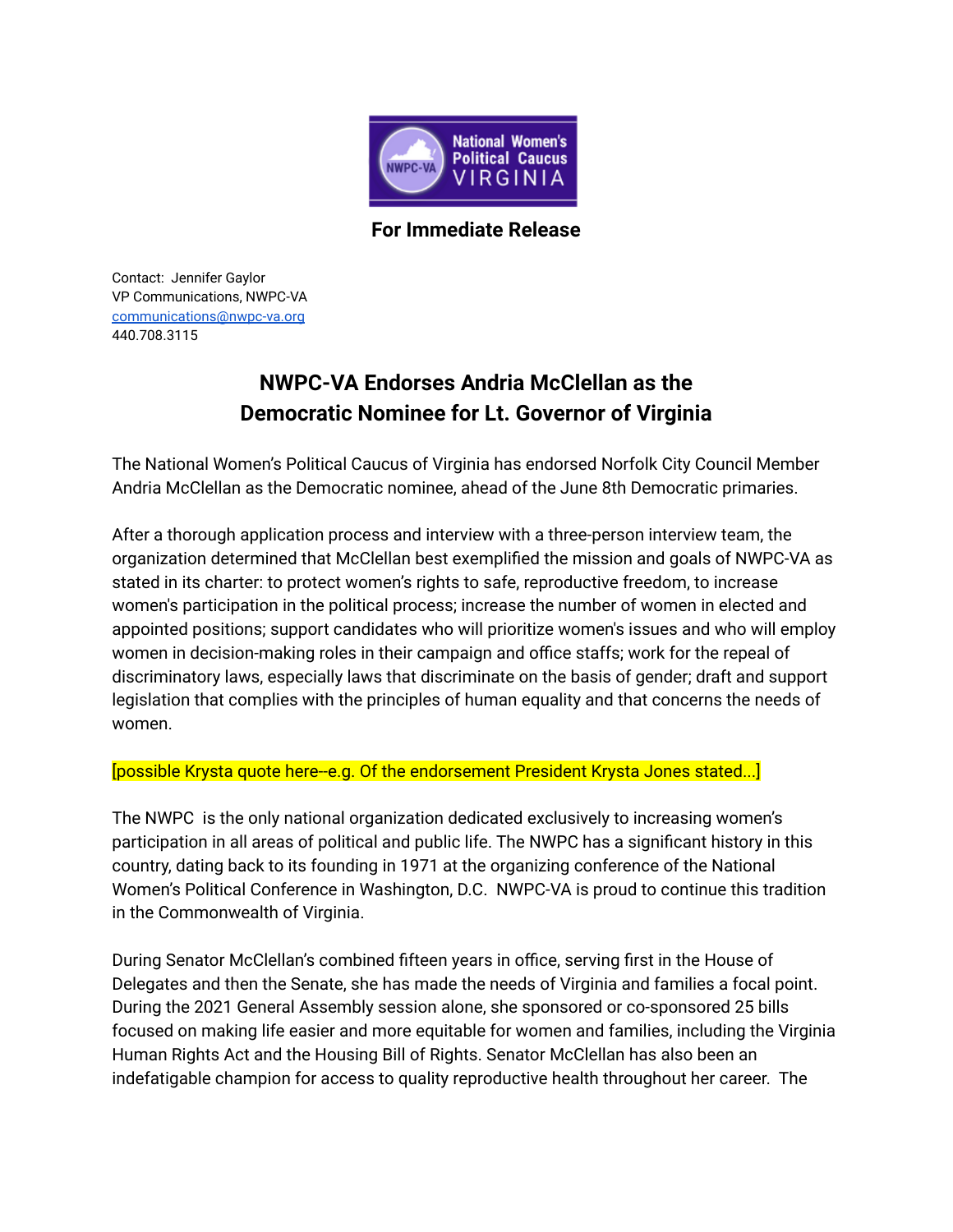**For Immediate Release**

Contact: Jennifer Gaylor
VP Communications, NWPC-VA
communications@nwpc-va.org
440.708.3115

## NWPC-VA Endorses Andria McClellan as the Democratic Nominee for Lt. Governor of Virginia

The National Women's Political Caucus of Virginia has endorsed Norfolk City Council Member Andria McClellan as the Democratic nominee, ahead of the June 8th Democratic primaries.

After a thorough application process and interview with a three-person interview team, the organization determined that McClellan best exemplified the mission and goals of NWPC-VA as stated in its charter: to protect women's rights to safe, reproductive freedom, to increase women's participation in the political process; increase the number of women in elected and appointed positions; support candidates who will prioritize women's issues and who will employ women in decision-making roles in their campaign and office staffs; work for the repeal of discriminatory laws, especially laws that discriminate on the basis of gender; draft and support legislation that complies with the principles of human equality and that concerns the needs of women.

[possible Krysta quote here--e.g. Of the endorsement President Krysta Jones stated...]

The NWPC is the only national organization dedicated exclusively to increasing women's participation in all areas of political and public life. The NWPC has a significant history in this country, dating back to its founding in 1971 at the organizing conference of the National Women's Political Conference in Washington, D.C. NWPC-VA is proud to continue this tradition in the Commonwealth of Virginia.

During Senator McClellan's combined fifteen years in office, serving first in the House of Delegates and then the Senate, she has made the needs of Virginia and families a focal point. During the 2021 General Assembly session alone, she sponsored or co-sponsored 25 bills focused on making life easier and more equitable for women and families, including the Virginia Human Rights Act and the Housing Bill of Rights. Senator McClellan has also been an indefatigable champion for access to quality reproductive health throughout her career. The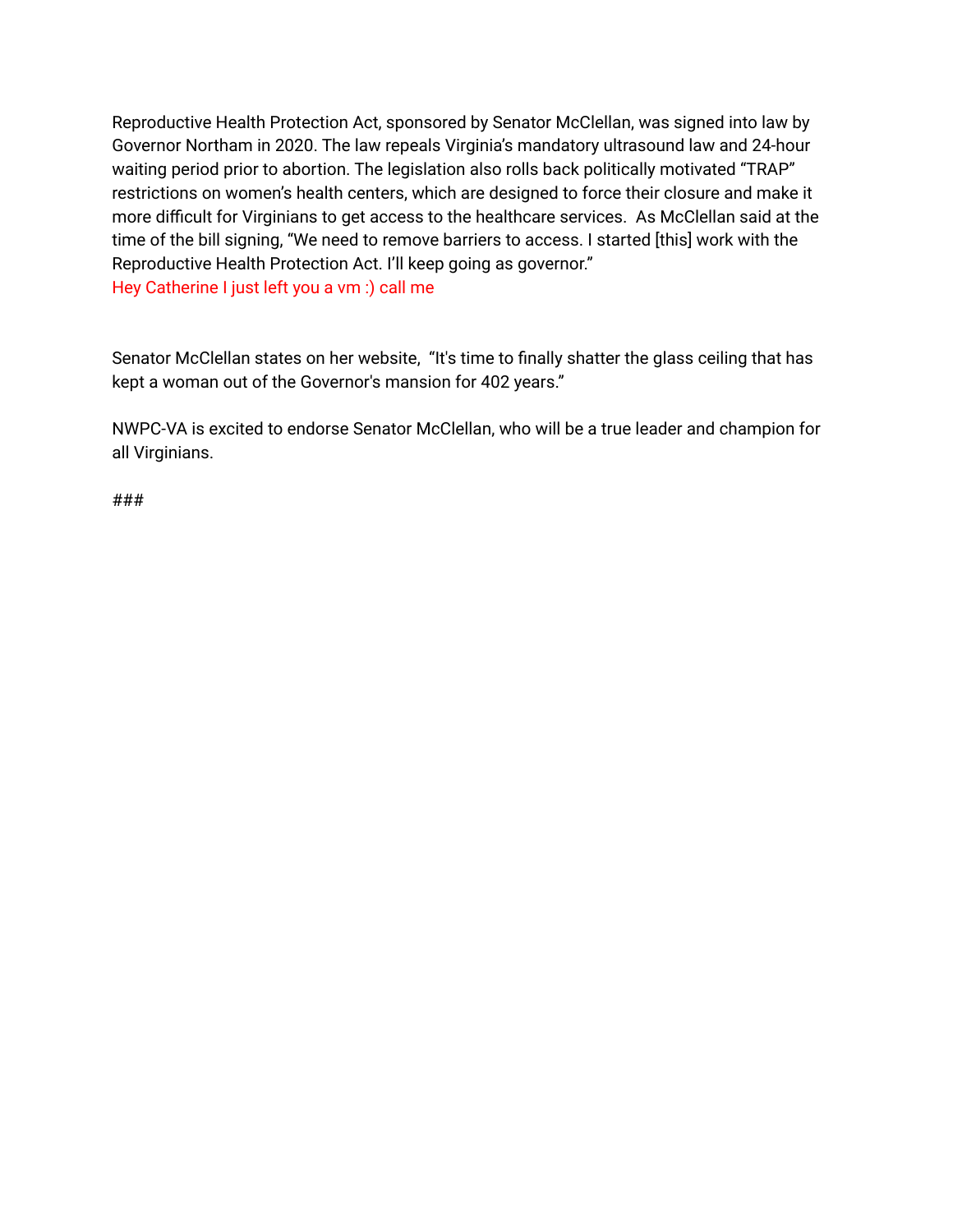Reproductive Health Protection Act, sponsored by Senator McClellan, was signed into law by Governor Northam in 2020. The law repeals Virginia's mandatory ultrasound law and 24-hour waiting period prior to abortion. The legislation also rolls back politically motivated "TRAP" restrictions on women's health centers, which are designed to force their closure and make it more difficult for Virginians to get access to the healthcare services. As McClellan said at the time of the bill signing, "We need to remove barriers to access. I started [this] work with the Reproductive Health Protection Act. I'll keep going as governor."
Hey Catherine I just left you a vm :) call me

Senator McClellan states on her website, "It's time to finally shatter the glass ceiling that has kept a woman out of the Governor's mansion for 402 years."

NWPC-VA is excited to endorse Senator McClellan, who will be a true leader and champion for all Virginians.

###